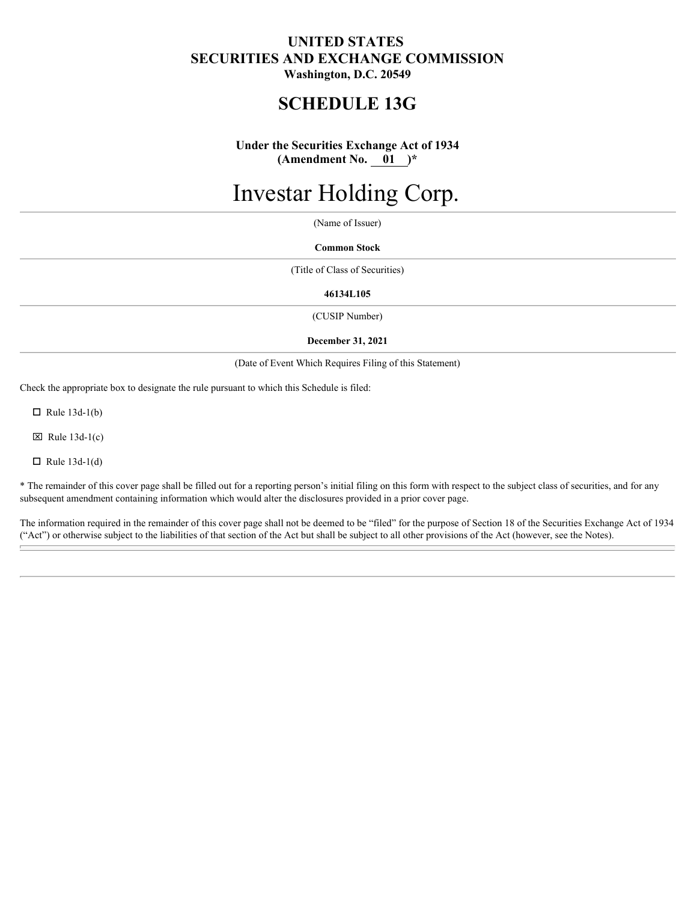**UNITED STATES**
**SECURITIES AND EXCHANGE COMMISSION**
**Washington, D.C. 20549**

# SCHEDULE 13G

**Under the Securities Exchange Act of 1934**
**(Amendment No. 01 )***

# Investar Holding Corp.

(Name of Issuer)

**Common Stock**

(Title of Class of Securities)

**46134L105**

(CUSIP Number)

**December 31, 2021**

(Date of Event Which Requires Filing of this Statement)

Check the appropriate box to designate the rule pursuant to which this Schedule is filed:

☐ Rule 13d-1(b)

☒ Rule 13d-1(c)

☐ Rule 13d-1(d)

* The remainder of this cover page shall be filled out for a reporting person's initial filing on this form with respect to the subject class of securities, and for any subsequent amendment containing information which would alter the disclosures provided in a prior cover page.

The information required in the remainder of this cover page shall not be deemed to be "filed" for the purpose of Section 18 of the Securities Exchange Act of 1934 ("Act") or otherwise subject to the liabilities of that section of the Act but shall be subject to all other provisions of the Act (however, see the Notes).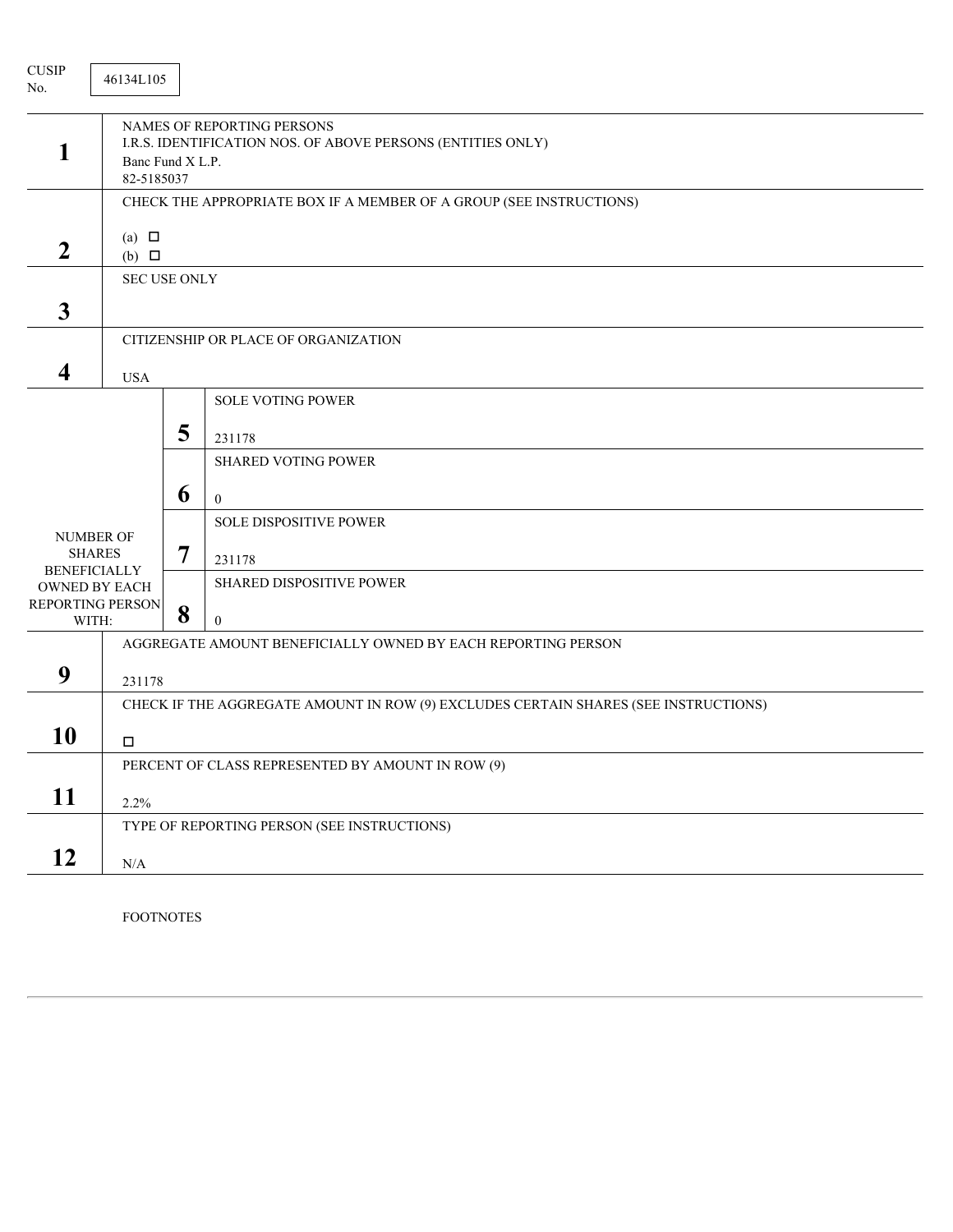CUSIP No. 46134L105

| | | | |
|---|---|---|---|
| 1 | NAMES OF REPORTING PERSONS<br>I.R.S. IDENTIFICATION NOS. OF ABOVE PERSONS (ENTITIES ONLY)<br>Banc Fund X L.P.<br>82-5185037 | | |
| 2 | CHECK THE APPROPRIATE BOX IF A MEMBER OF A GROUP (SEE INSTRUCTIONS)<br>(a) ☐<br>(b) ☐ | | |
| 3 | SEC USE ONLY | | |
| 4 | CITIZENSHIP OR PLACE OF ORGANIZATION<br>USA | | |
| NUMBER OF SHARES BENEFICIALLY OWNED BY EACH REPORTING PERSON WITH: | 5 | SOLE VOTING POWER<br>231178 | |
| | 6 | SHARED VOTING POWER<br>0 | |
| | 7 | SOLE DISPOSITIVE POWER<br>231178 | |
| | 8 | SHARED DISPOSITIVE POWER<br>0 | |
| 9 | AGGREGATE AMOUNT BENEFICIALLY OWNED BY EACH REPORTING PERSON<br>231178 | | |
| 10 | CHECK IF THE AGGREGATE AMOUNT IN ROW (9) EXCLUDES CERTAIN SHARES (SEE INSTRUCTIONS)<br>☐ | | |
| 11 | PERCENT OF CLASS REPRESENTED BY AMOUNT IN ROW (9)<br>2.2% | | |
| 12 | TYPE OF REPORTING PERSON (SEE INSTRUCTIONS)<br>N/A | | |

FOOTNOTES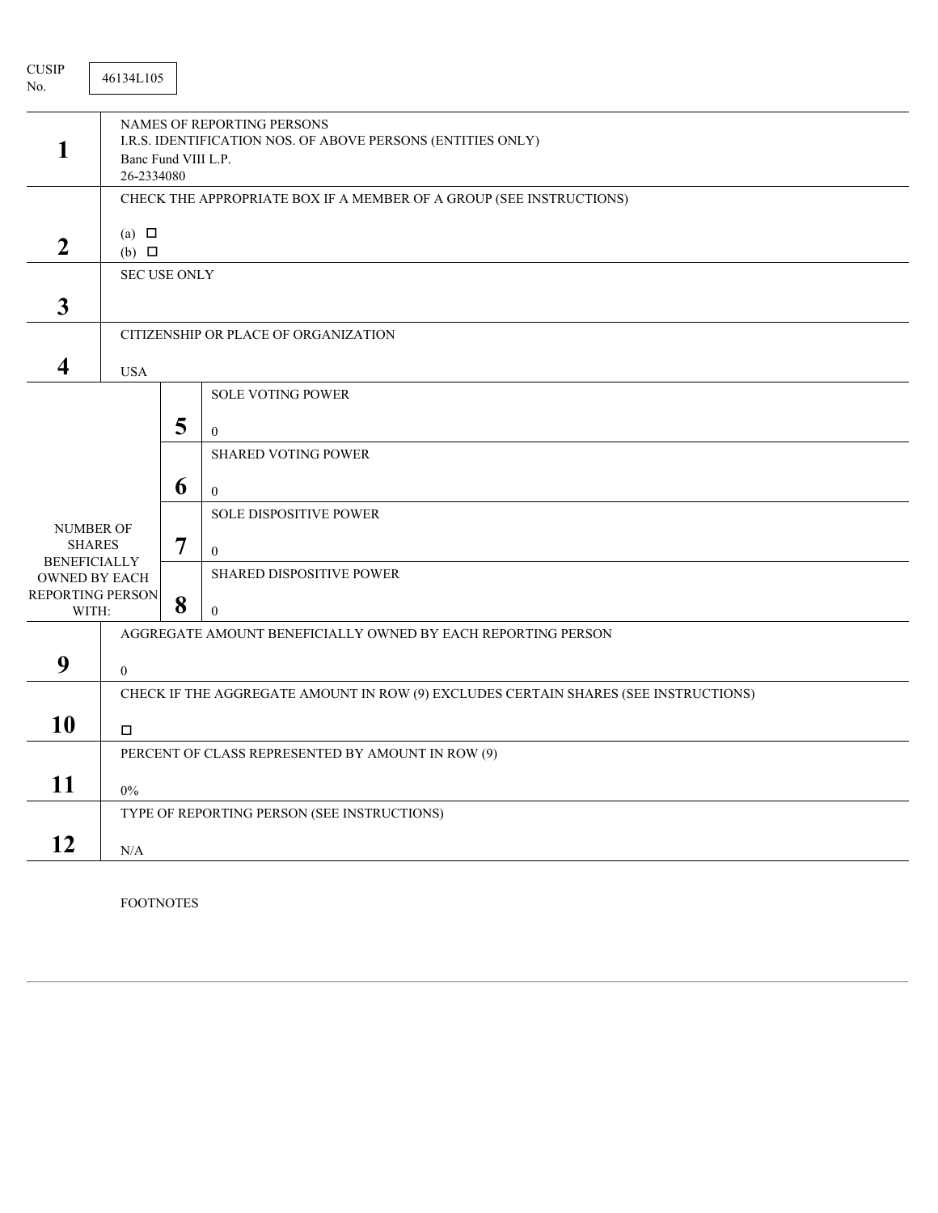CUSIP No. 46134L105

| | | | |
|---|---|---|---|
| 1 | NAMES OF REPORTING PERSONS<br>I.R.S. IDENTIFICATION NOS. OF ABOVE PERSONS (ENTITIES ONLY)<br>Banc Fund VIII L.P.<br>26-2334080 | | |
| 2 | CHECK THE APPROPRIATE BOX IF A MEMBER OF A GROUP (SEE INSTRUCTIONS)<br>(a) ☐<br>(b) ☐ | | |
| 3 | SEC USE ONLY | | |
| 4 | CITIZENSHIP OR PLACE OF ORGANIZATION<br>USA | | |
| NUMBER OF SHARES BENEFICIALLY OWNED BY EACH REPORTING PERSON WITH: | | 5 | SOLE VOTING POWER<br>0 |
| | | 6 | SHARED VOTING POWER<br>0 |
| | | 7 | SOLE DISPOSITIVE POWER<br>0 |
| | | 8 | SHARED DISPOSITIVE POWER<br>0 |
| 9 | AGGREGATE AMOUNT BENEFICIALLY OWNED BY EACH REPORTING PERSON<br>0 | | |
| 10 | CHECK IF THE AGGREGATE AMOUNT IN ROW (9) EXCLUDES CERTAIN SHARES (SEE INSTRUCTIONS)<br>☐ | | |
| 11 | PERCENT OF CLASS REPRESENTED BY AMOUNT IN ROW (9)<br>0% | | |
| 12 | TYPE OF REPORTING PERSON (SEE INSTRUCTIONS)<br>N/A | | |

FOOTNOTES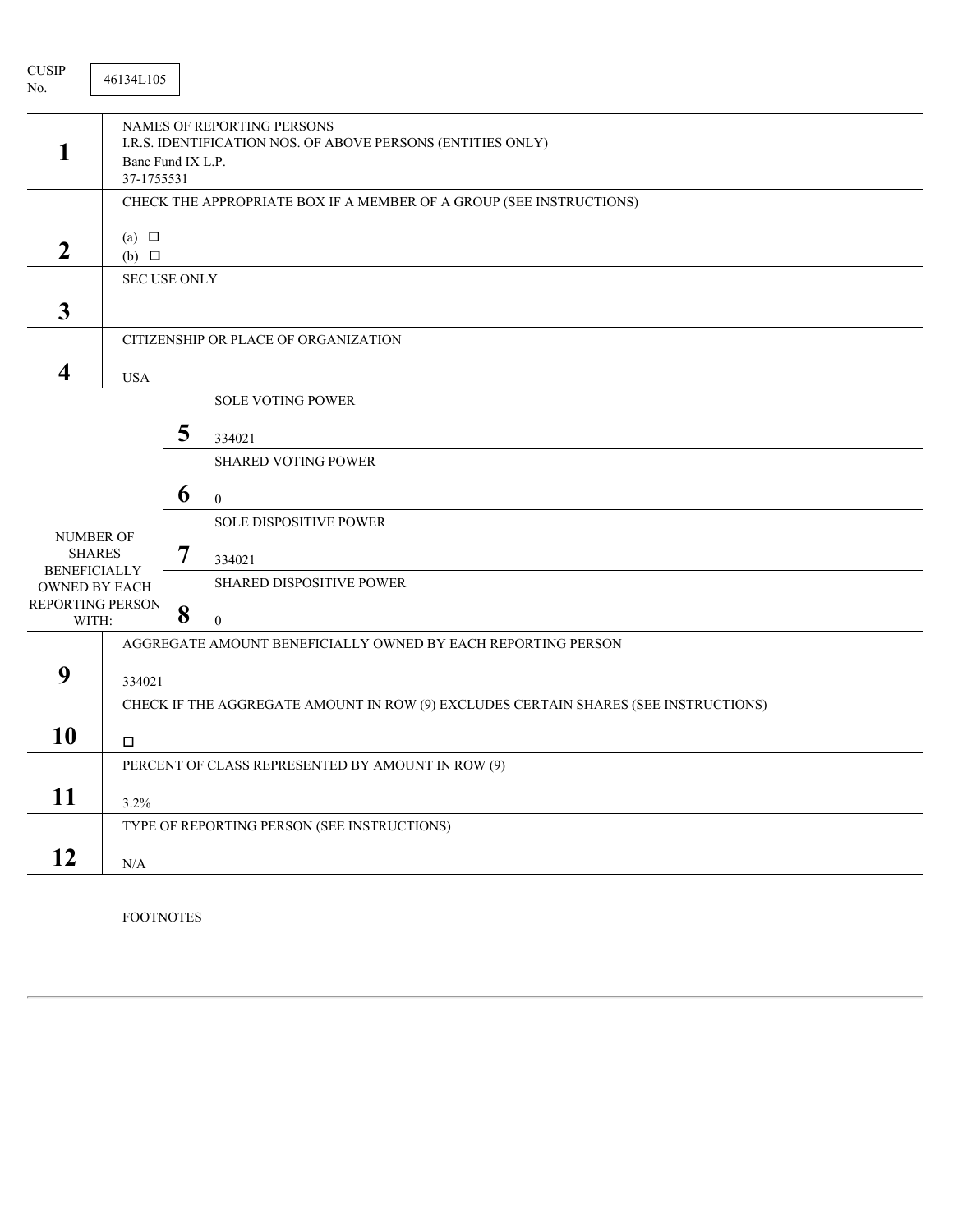CUSIP No. 46134L105

| | | | |
|---|---|---|---|
| **1** | NAMES OF REPORTING PERSONS<br>I.R.S. IDENTIFICATION NOS. OF ABOVE PERSONS (ENTITIES ONLY)<br>Banc Fund IX L.P.<br>37-1755531 | | |
| **2** | CHECK THE APPROPRIATE BOX IF A MEMBER OF A GROUP (SEE INSTRUCTIONS)<br>(a) ☐<br>(b) ☐ | | |
| **3** | SEC USE ONLY | | |
| **4** | CITIZENSHIP OR PLACE OF ORGANIZATION<br>USA | | |
| NUMBER OF SHARES BENEFICIALLY OWNED BY EACH REPORTING PERSON WITH: | **5** | SOLE VOTING POWER<br>334021 | |
| | **6** | SHARED VOTING POWER<br>0 | |
| | **7** | SOLE DISPOSITIVE POWER<br>334021 | |
| | **8** | SHARED DISPOSITIVE POWER<br>0 | |
| **9** | AGGREGATE AMOUNT BENEFICIALLY OWNED BY EACH REPORTING PERSON<br>334021 | | |
| **10** | CHECK IF THE AGGREGATE AMOUNT IN ROW (9) EXCLUDES CERTAIN SHARES (SEE INSTRUCTIONS)<br>☐ | | |
| **11** | PERCENT OF CLASS REPRESENTED BY AMOUNT IN ROW (9)<br>3.2% | | |
| **12** | TYPE OF REPORTING PERSON (SEE INSTRUCTIONS)<br>N/A | | |

FOOTNOTES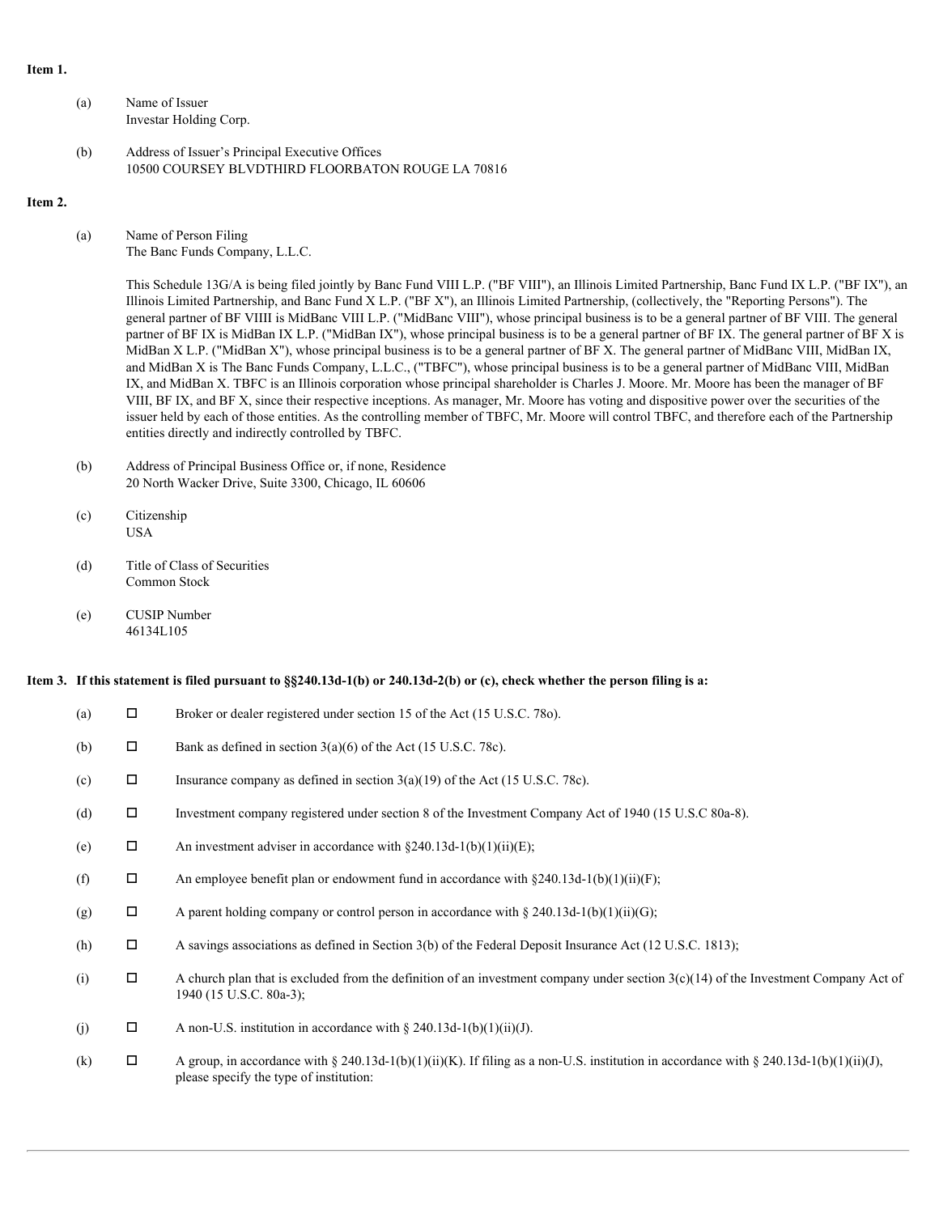**Item 1.**

(a) Name of Issuer
Investar Holding Corp.

(b) Address of Issuer's Principal Executive Offices
10500 COURSEY BLVDTHIRD FLOORBATON ROUGE LA 70816

**Item 2.**

(a) Name of Person Filing
The Banc Funds Company, L.L.C.

This Schedule 13G/A is being filed jointly by Banc Fund VIII L.P. ("BF VIII"), an Illinois Limited Partnership, Banc Fund IX L.P. ("BF IX"), an Illinois Limited Partnership, and Banc Fund X L.P. ("BF X"), an Illinois Limited Partnership, (collectively, the "Reporting Persons"). The general partner of BF VIIII is MidBanc VIII L.P. ("MidBanc VIII"), whose principal business is to be a general partner of BF VIII. The general partner of BF IX is MidBan IX L.P. ("MidBan IX"), whose principal business is to be a general partner of BF IX. The general partner of BF X is MidBan X L.P. ("MidBan X"), whose principal business is to be a general partner of BF X. The general partner of MidBanc VIII, MidBan IX, and MidBan X is The Banc Funds Company, L.L.C., ("TBFC"), whose principal business is to be a general partner of MidBanc VIII, MidBan IX, and MidBan X. TBFC is an Illinois corporation whose principal shareholder is Charles J. Moore. Mr. Moore has been the manager of BF VIII, BF IX, and BF X, since their respective inceptions. As manager, Mr. Moore has voting and dispositive power over the securities of the issuer held by each of those entities. As the controlling member of TBFC, Mr. Moore will control TBFC, and therefore each of the Partnership entities directly and indirectly controlled by TBFC.

(b) Address of Principal Business Office or, if none, Residence
20 North Wacker Drive, Suite 3300, Chicago, IL 60606

(c) Citizenship
USA

(d) Title of Class of Securities
Common Stock

(e) CUSIP Number
46134L105

**Item 3. If this statement is filed pursuant to §§240.13d-1(b) or 240.13d-2(b) or (c), check whether the person filing is a:**

(a) ☐ Broker or dealer registered under section 15 of the Act (15 U.S.C. 78o).

(b) ☐ Bank as defined in section 3(a)(6) of the Act (15 U.S.C. 78c).

(c) ☐ Insurance company as defined in section 3(a)(19) of the Act (15 U.S.C. 78c).

(d) ☐ Investment company registered under section 8 of the Investment Company Act of 1940 (15 U.S.C 80a-8).

(e) ☐ An investment adviser in accordance with §240.13d-1(b)(1)(ii)(E);

(f) ☐ An employee benefit plan or endowment fund in accordance with §240.13d-1(b)(1)(ii)(F);

(g) ☐ A parent holding company or control person in accordance with § 240.13d-1(b)(1)(ii)(G);

(h) ☐ A savings associations as defined in Section 3(b) of the Federal Deposit Insurance Act (12 U.S.C. 1813);

(i) ☐ A church plan that is excluded from the definition of an investment company under section 3(c)(14) of the Investment Company Act of 1940 (15 U.S.C. 80a-3);

(j) ☐ A non-U.S. institution in accordance with § 240.13d-1(b)(1)(ii)(J).

(k) ☐ A group, in accordance with § 240.13d-1(b)(1)(ii)(K). If filing as a non-U.S. institution in accordance with § 240.13d-1(b)(1)(ii)(J), please specify the type of institution: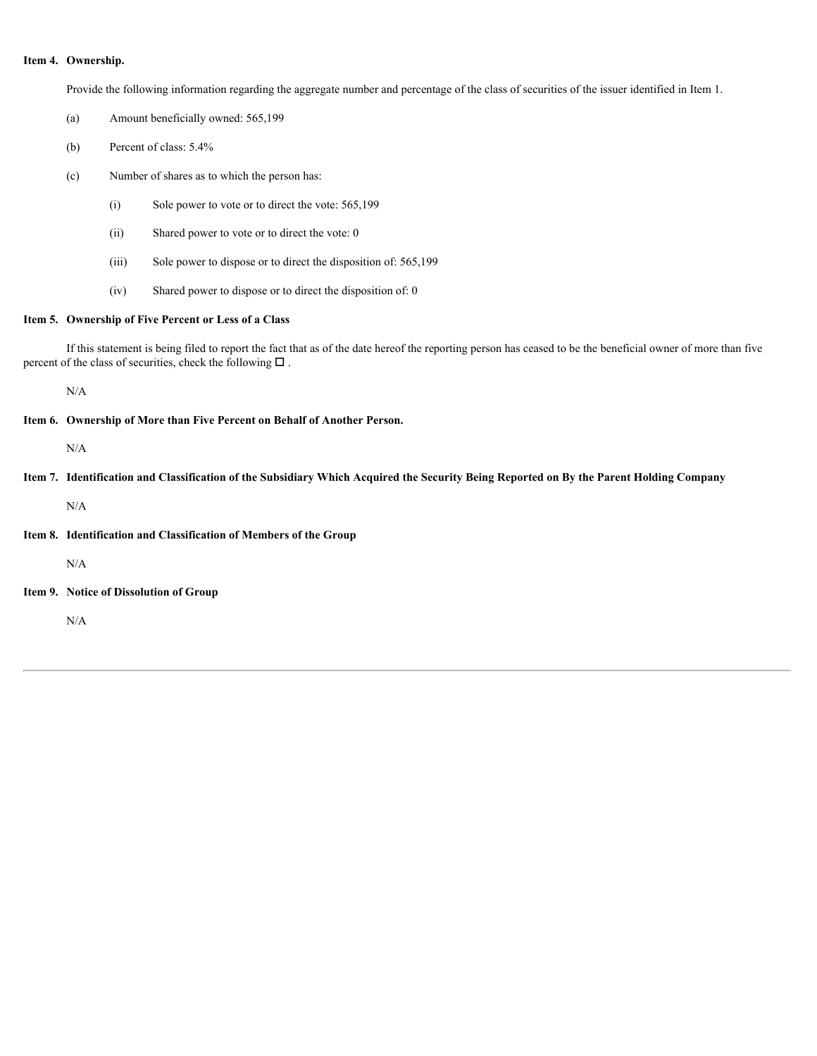**Item 4. Ownership.**

Provide the following information regarding the aggregate number and percentage of the class of securities of the issuer identified in Item 1.

(a) Amount beneficially owned: 565,199

(b) Percent of class: 5.4%

(c) Number of shares as to which the person has:

(i) Sole power to vote or to direct the vote: 565,199

(ii) Shared power to vote or to direct the vote: 0

(iii) Sole power to dispose or to direct the disposition of: 565,199

(iv) Shared power to dispose or to direct the disposition of: 0

**Item 5. Ownership of Five Percent or Less of a Class**

If this statement is being filed to report the fact that as of the date hereof the reporting person has ceased to be the beneficial owner of more than five percent of the class of securities, check the following ☐ .

N/A

**Item 6. Ownership of More than Five Percent on Behalf of Another Person.**

N/A

**Item 7. Identification and Classification of the Subsidiary Which Acquired the Security Being Reported on By the Parent Holding Company**

N/A

**Item 8. Identification and Classification of Members of the Group**

N/A

**Item 9. Notice of Dissolution of Group**

N/A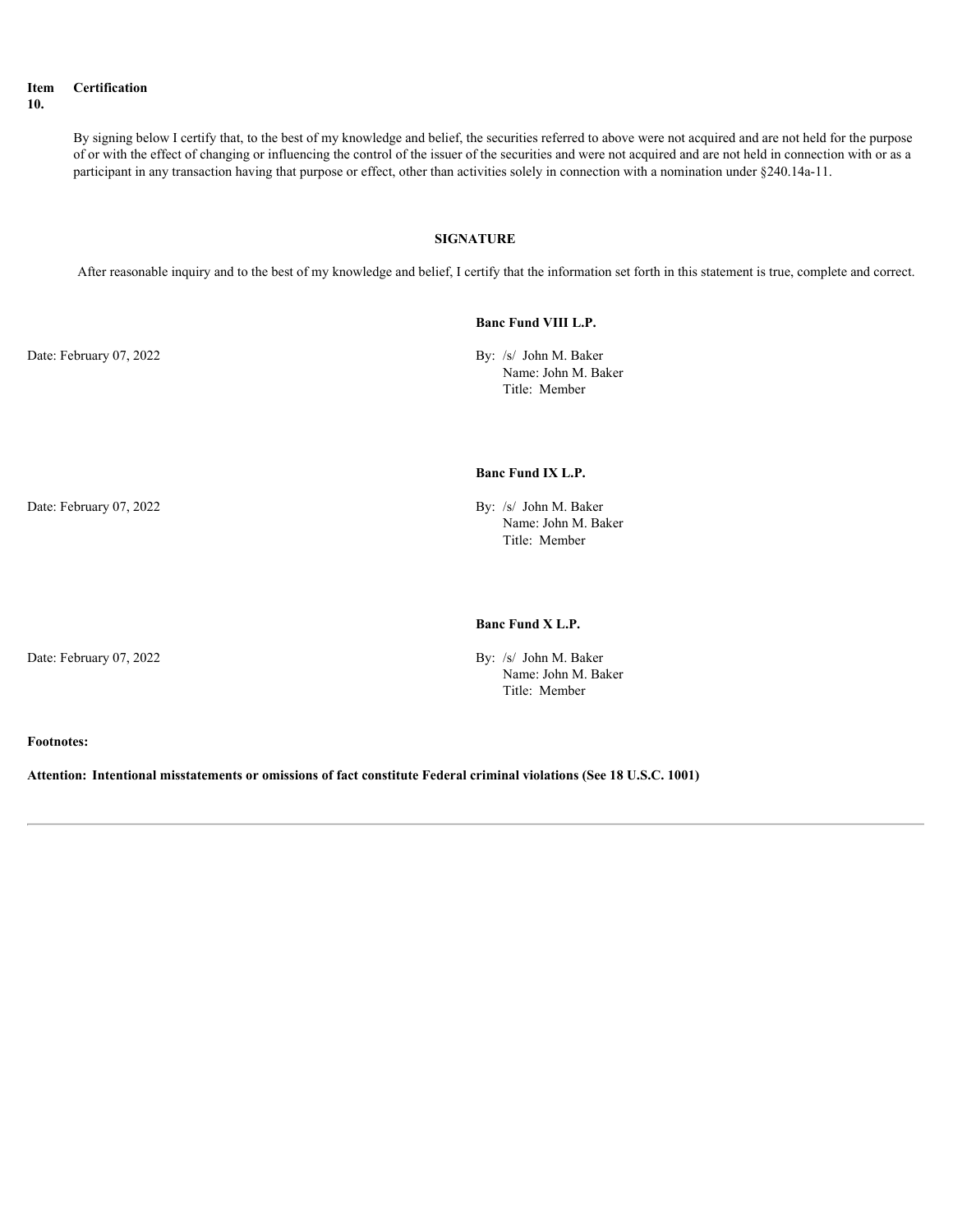**Item 10.** **Certification**

By signing below I certify that, to the best of my knowledge and belief, the securities referred to above were not acquired and are not held for the purpose of or with the effect of changing or influencing the control of the issuer of the securities and were not acquired and are not held in connection with or as a participant in any transaction having that purpose or effect, other than activities solely in connection with a nomination under §240.14a-11.

**SIGNATURE**

After reasonable inquiry and to the best of my knowledge and belief, I certify that the information set forth in this statement is true, complete and correct.

**Banc Fund VIII L.P.**

Date: February 07, 2022

By: /s/ John M. Baker
Name: John M. Baker
Title: Member

**Banc Fund IX L.P.**

Date: February 07, 2022

By: /s/ John M. Baker
Name: John M. Baker
Title: Member

**Banc Fund X L.P.**

Date: February 07, 2022

By: /s/ John M. Baker
Name: John M. Baker
Title: Member

**Footnotes:**

**Attention: Intentional misstatements or omissions of fact constitute Federal criminal violations (See 18 U.S.C. 1001)**